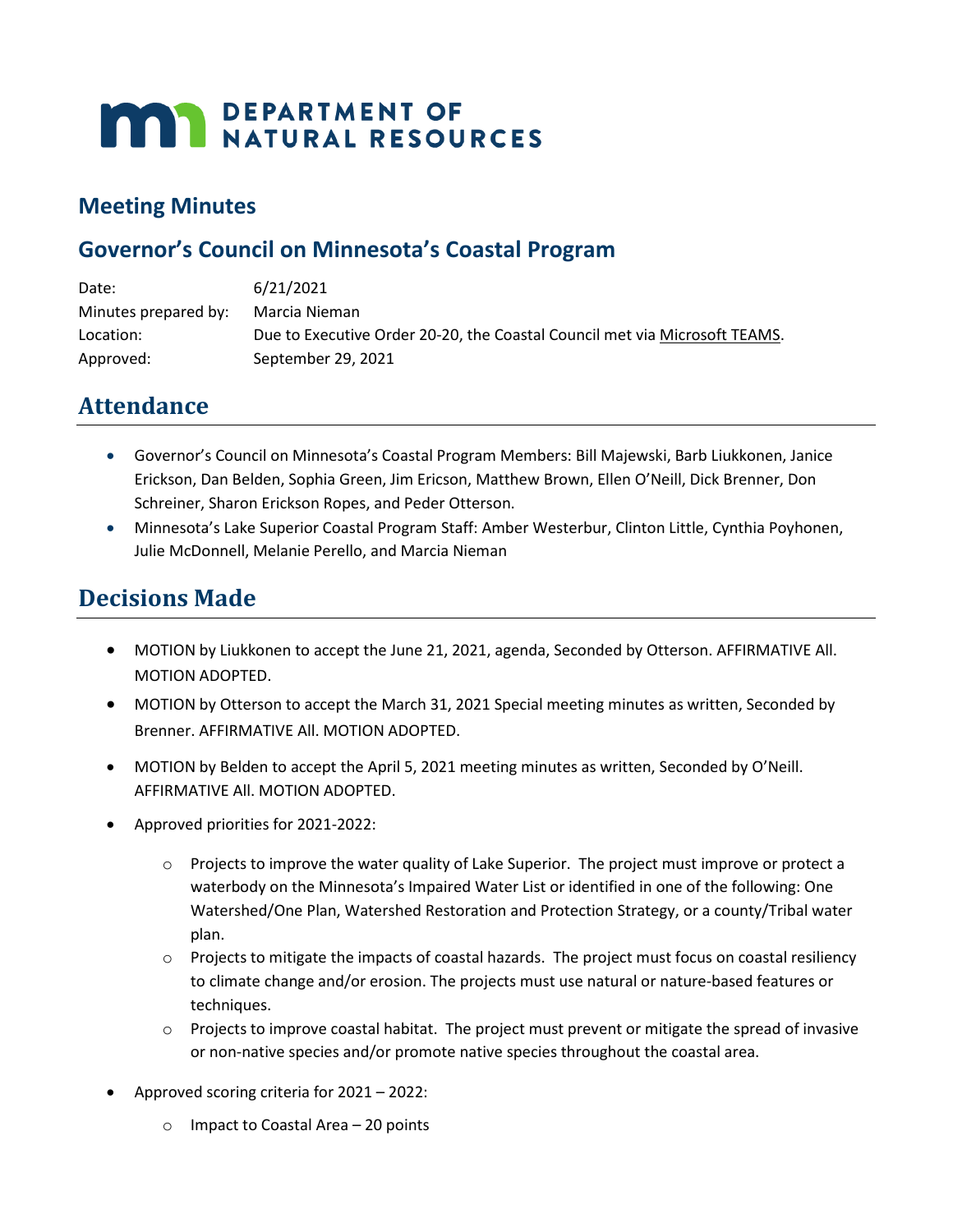# DEPARTMENT OF NATURAL RESOURCES

## Meeting Minutes

## Governor's Council on Minnesota's Coastal Program

| | |
|---|---|
| Date: | 6/21/2021 |
| Minutes prepared by: | Marcia Nieman |
| Location: | Due to Executive Order 20-20, the Coastal Council met via Microsoft TEAMS. |
| Approved: | September 29, 2021 |

# Attendance

- Governor's Council on Minnesota's Coastal Program Members: Bill Majewski, Barb Liukkonen, Janice Erickson, Dan Belden, Sophia Green, Jim Ericson, Matthew Brown, Ellen O'Neill, Dick Brenner, Don Schreiner, Sharon Erickson Ropes, and Peder Otterson.
- Minnesota's Lake Superior Coastal Program Staff: Amber Westerbur, Clinton Little, Cynthia Poyhonen, Julie McDonnell, Melanie Perello, and Marcia Nieman

# Decisions Made

- MOTION by Liukkonen to accept the June 21, 2021, agenda, Seconded by Otterson. AFFIRMATIVE All. MOTION ADOPTED.
- MOTION by Otterson to accept the March 31, 2021 Special meeting minutes as written, Seconded by Brenner. AFFIRMATIVE All. MOTION ADOPTED.
- MOTION by Belden to accept the April 5, 2021 meeting minutes as written, Seconded by O'Neill. AFFIRMATIVE All. MOTION ADOPTED.
- Approved priorities for 2021-2022:
  - Projects to improve the water quality of Lake Superior. The project must improve or protect a waterbody on the Minnesota's Impaired Water List or identified in one of the following: One Watershed/One Plan, Watershed Restoration and Protection Strategy, or a county/Tribal water plan.
  - Projects to mitigate the impacts of coastal hazards. The project must focus on coastal resiliency to climate change and/or erosion. The projects must use natural or nature-based features or techniques.
  - Projects to improve coastal habitat. The project must prevent or mitigate the spread of invasive or non-native species and/or promote native species throughout the coastal area.
- Approved scoring criteria for 2021 – 2022:
  - Impact to Coastal Area – 20 points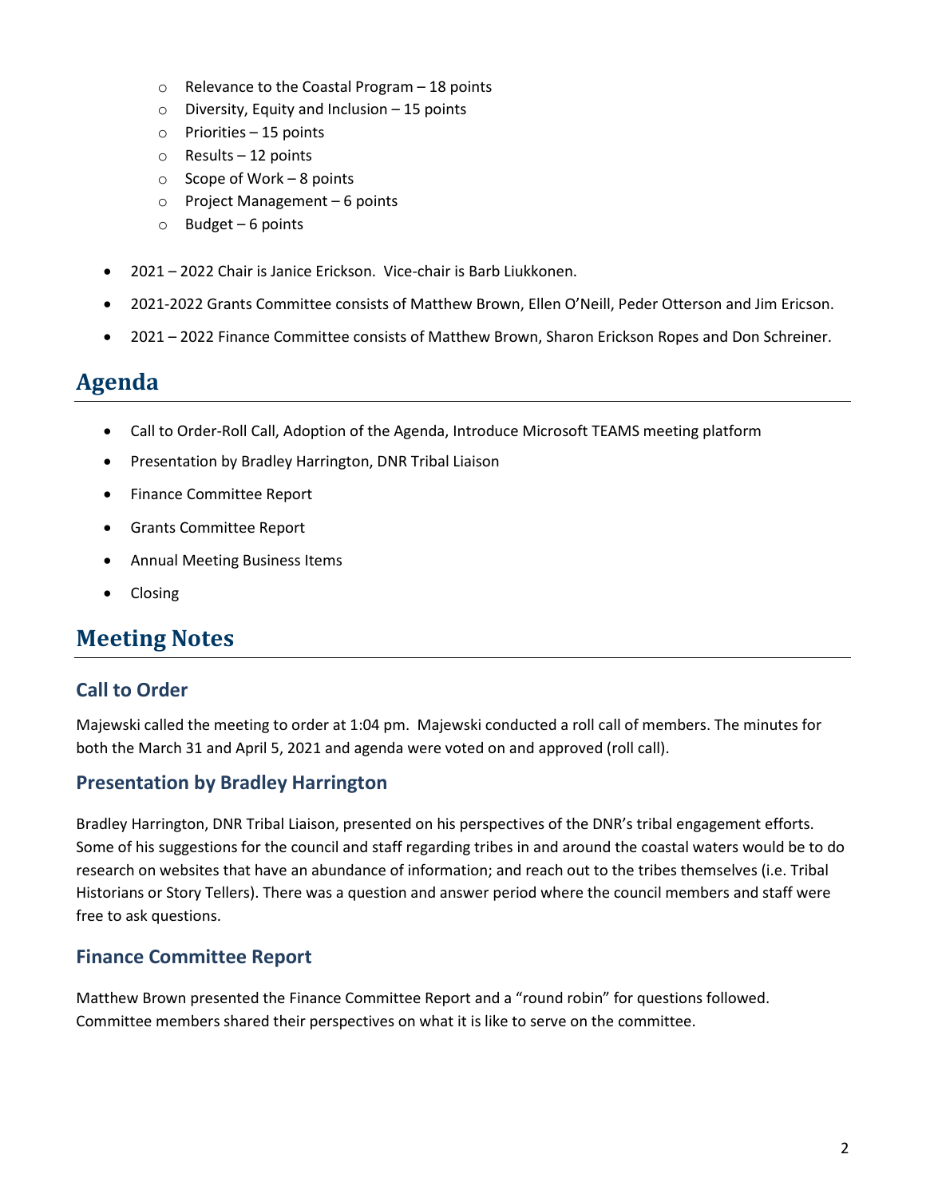- Relevance to the Coastal Program – 18 points
  - Diversity, Equity and Inclusion – 15 points
  - Priorities – 15 points
  - Results – 12 points
  - Scope of Work – 8 points
  - Project Management – 6 points
  - Budget – 6 points

- 2021 – 2022 Chair is Janice Erickson. Vice-chair is Barb Liukkonen.
- 2021-2022 Grants Committee consists of Matthew Brown, Ellen O'Neill, Peder Otterson and Jim Ericson.
- 2021 – 2022 Finance Committee consists of Matthew Brown, Sharon Erickson Ropes and Don Schreiner.

# Agenda

- Call to Order-Roll Call, Adoption of the Agenda, Introduce Microsoft TEAMS meeting platform
- Presentation by Bradley Harrington, DNR Tribal Liaison
- Finance Committee Report
- Grants Committee Report
- Annual Meeting Business Items
- Closing

# Meeting Notes

## Call to Order

Majewski called the meeting to order at 1:04 pm. Majewski conducted a roll call of members. The minutes for both the March 31 and April 5, 2021 and agenda were voted on and approved (roll call).

## Presentation by Bradley Harrington

Bradley Harrington, DNR Tribal Liaison, presented on his perspectives of the DNR's tribal engagement efforts. Some of his suggestions for the council and staff regarding tribes in and around the coastal waters would be to do research on websites that have an abundance of information; and reach out to the tribes themselves (i.e. Tribal Historians or Story Tellers). There was a question and answer period where the council members and staff were free to ask questions.

## Finance Committee Report

Matthew Brown presented the Finance Committee Report and a "round robin" for questions followed. Committee members shared their perspectives on what it is like to serve on the committee.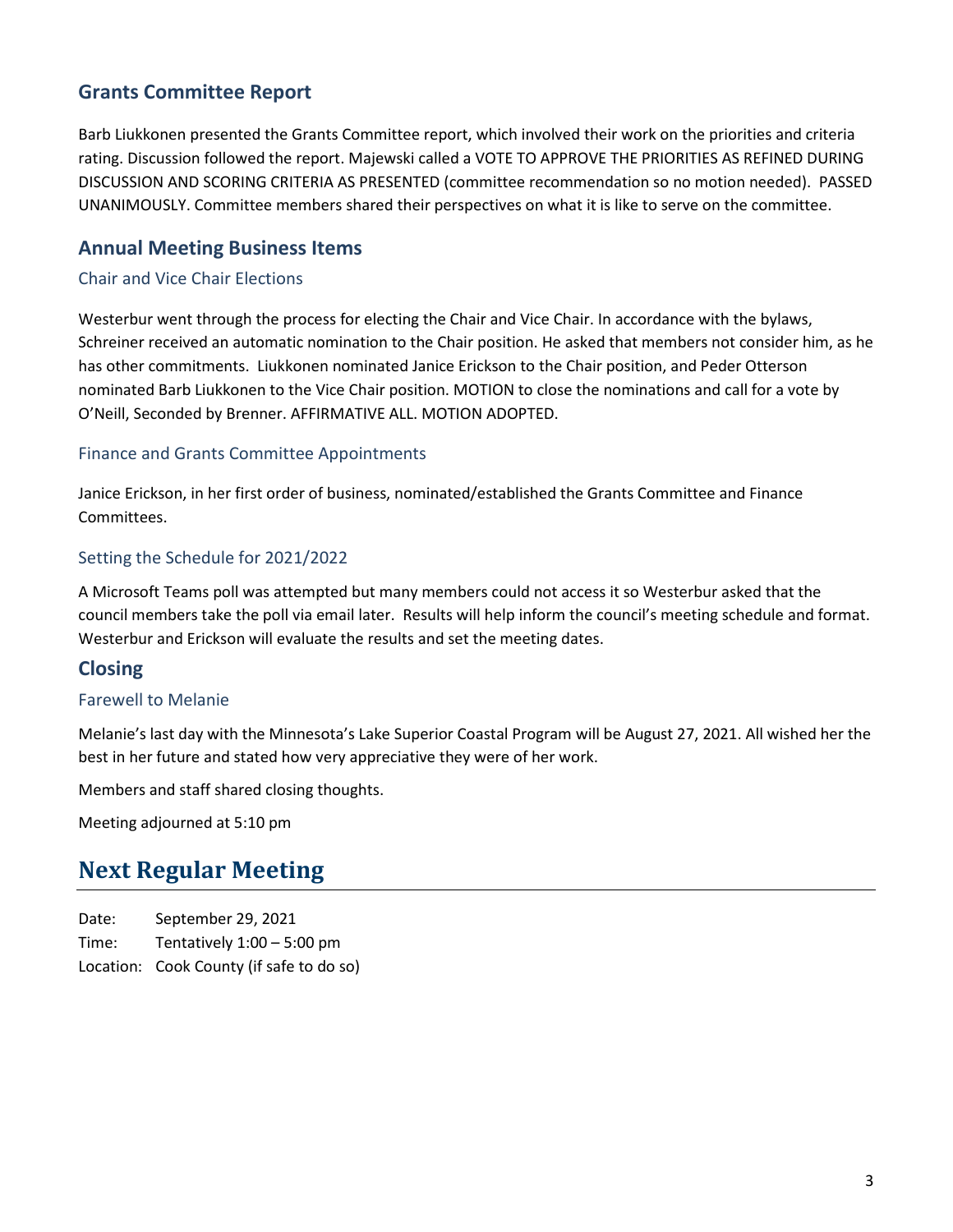## Grants Committee Report

Barb Liukkonen presented the Grants Committee report, which involved their work on the priorities and criteria rating. Discussion followed the report. Majewski called a VOTE TO APPROVE THE PRIORITIES AS REFINED DURING DISCUSSION AND SCORING CRITERIA AS PRESENTED (committee recommendation so no motion needed). PASSED UNANIMOUSLY. Committee members shared their perspectives on what it is like to serve on the committee.

## Annual Meeting Business Items

### Chair and Vice Chair Elections

Westerbur went through the process for electing the Chair and Vice Chair. In accordance with the bylaws, Schreiner received an automatic nomination to the Chair position. He asked that members not consider him, as he has other commitments. Liukkonen nominated Janice Erickson to the Chair position, and Peder Otterson nominated Barb Liukkonen to the Vice Chair position. MOTION to close the nominations and call for a vote by O'Neill, Seconded by Brenner. AFFIRMATIVE ALL. MOTION ADOPTED.

### Finance and Grants Committee Appointments

Janice Erickson, in her first order of business, nominated/established the Grants Committee and Finance Committees.

### Setting the Schedule for 2021/2022

A Microsoft Teams poll was attempted but many members could not access it so Westerbur asked that the council members take the poll via email later. Results will help inform the council's meeting schedule and format. Westerbur and Erickson will evaluate the results and set the meeting dates.

## Closing

### Farewell to Melanie

Melanie's last day with the Minnesota's Lake Superior Coastal Program will be August 27, 2021. All wished her the best in her future and stated how very appreciative they were of her work.

Members and staff shared closing thoughts.

Meeting adjourned at 5:10 pm

# Next Regular Meeting

Date: September 29, 2021
Time: Tentatively 1:00 – 5:00 pm
Location: Cook County (if safe to do so)